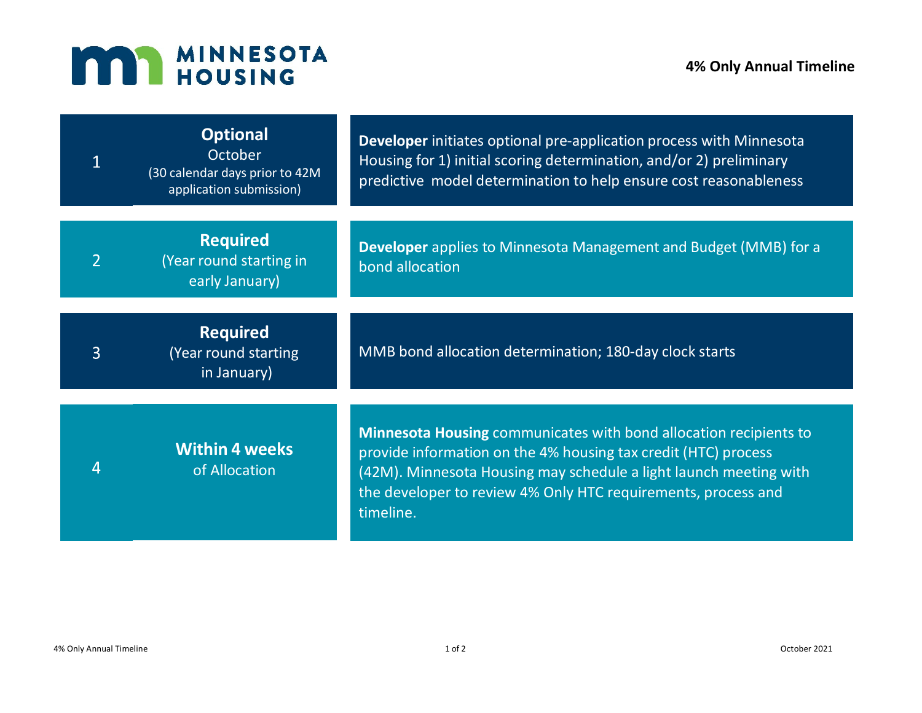# MINNESOTA HOUSING

## 4% Only Annual Timeline

| # | Timing | Step |
| --- | --- | --- |
| 1 | **Optional** October (30 calendar days prior to 42M application submission) | **Developer** initiates optional pre-application process with Minnesota Housing for 1) initial scoring determination, and/or 2) preliminary predictive model determination to help ensure cost reasonableness |
| 2 | **Required** (Year round starting in early January) | **Developer** applies to Minnesota Management and Budget (MMB) for a bond allocation |
| 3 | **Required** (Year round starting in January) | MMB bond allocation determination; 180-day clock starts |
| 4 | **Within 4 weeks** of Allocation | **Minnesota Housing** communicates with bond allocation recipients to provide information on the 4% housing tax credit (HTC) process (42M). Minnesota Housing may schedule a light launch meeting with the developer to review 4% Only HTC requirements, process and timeline. |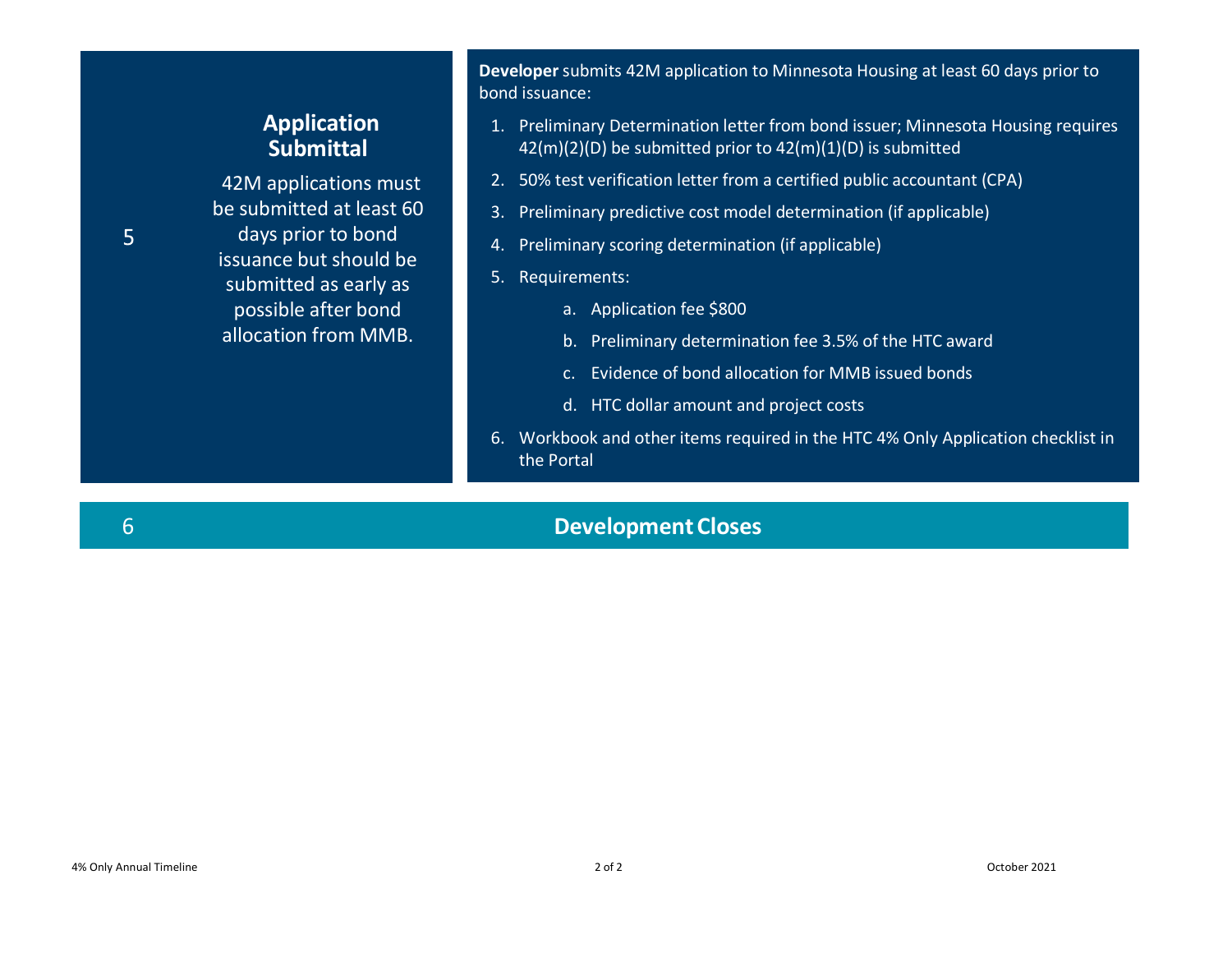5

## Application Submittal

42M applications must be submitted at least 60 days prior to bond issuance but should be submitted as early as possible after bond allocation from MMB.

**Developer** submits 42M application to Minnesota Housing at least 60 days prior to bond issuance:

1. Preliminary Determination letter from bond issuer; Minnesota Housing requires 42(m)(2)(D) be submitted prior to 42(m)(1)(D) is submitted
2. 50% test verification letter from a certified public accountant (CPA)
3. Preliminary predictive cost model determination (if applicable)
4. Preliminary scoring determination (if applicable)
5. Requirements:
    a. Application fee $800
    b. Preliminary determination fee 3.5% of the HTC award
    c. Evidence of bond allocation for MMB issued bonds
    d. HTC dollar amount and project costs
6. Workbook and other items required in the HTC 4% Only Application checklist in the Portal

6

## Development Closes